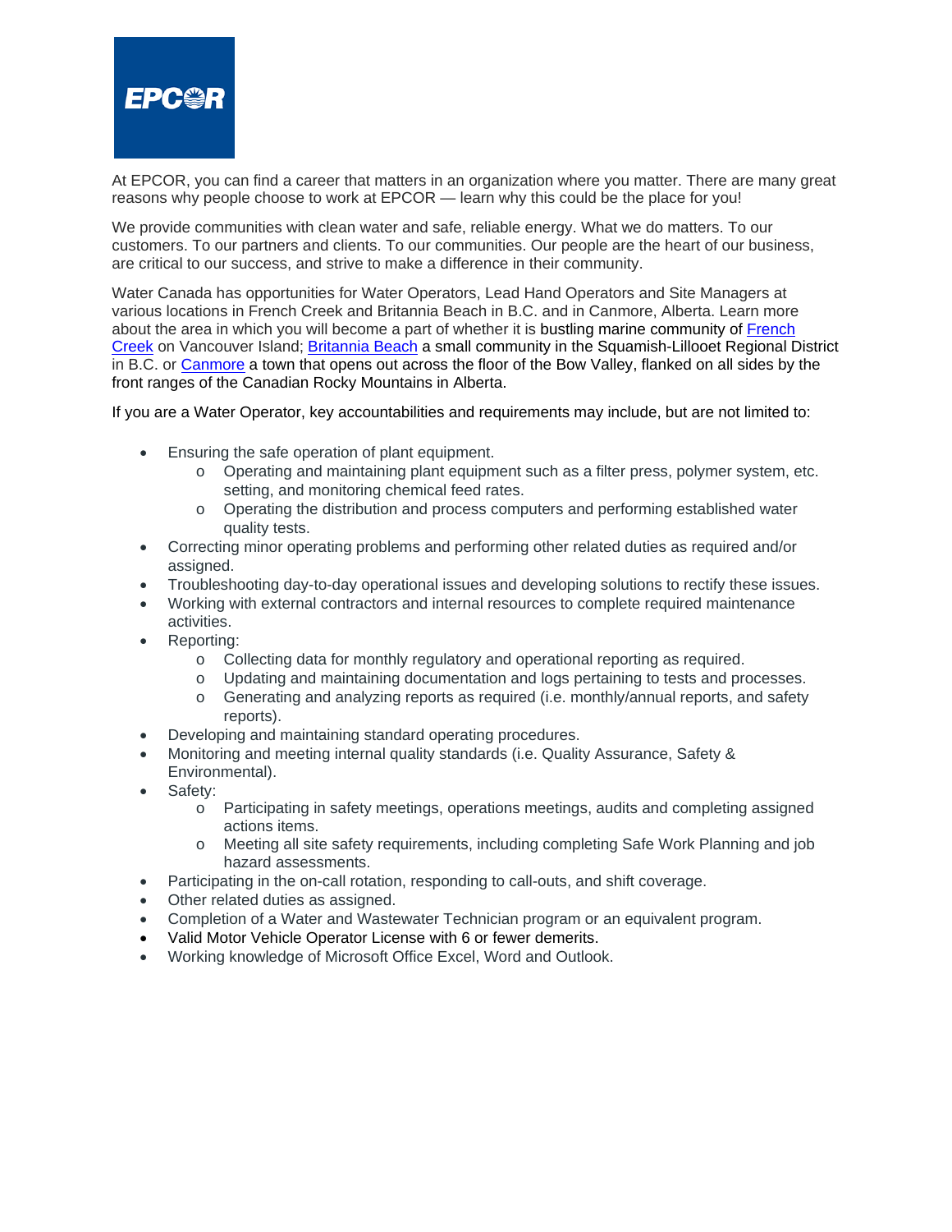At EPCOR, you can find a career that matters in an organization where you matter. There are many great reasons why people choose to work at EPCOR — learn why this could be the place for you!

We provide communities with clean water and safe, reliable energy. What we do matters. To our customers. To our partners and clients. To our communities. Our people are the heart of our business, are critical to our success, and strive to make a difference in their community.

Water Canada has opportunities for Water Operators, Lead Hand Operators and Site Managers at various locations in French Creek and Britannia Beach in B.C. and in Canmore, Alberta. Learn more about the area in which you will become a part of whether it is bustling marine community of French Creek on Vancouver Island; Britannia Beach a small community in the Squamish-Lillooet Regional District in B.C. or Canmore a town that opens out across the floor of the Bow Valley, flanked on all sides by the front ranges of the Canadian Rocky Mountains in Alberta.

If you are a Water Operator, key accountabilities and requirements may include, but are not limited to:

- Ensuring the safe operation of plant equipment.
  - Operating and maintaining plant equipment such as a filter press, polymer system, etc. setting, and monitoring chemical feed rates.
  - Operating the distribution and process computers and performing established water quality tests.
- Correcting minor operating problems and performing other related duties as required and/or assigned.
- Troubleshooting day-to-day operational issues and developing solutions to rectify these issues.
- Working with external contractors and internal resources to complete required maintenance activities.
- Reporting:
  - Collecting data for monthly regulatory and operational reporting as required.
  - Updating and maintaining documentation and logs pertaining to tests and processes.
  - Generating and analyzing reports as required (i.e. monthly/annual reports, and safety reports).
- Developing and maintaining standard operating procedures.
- Monitoring and meeting internal quality standards (i.e. Quality Assurance, Safety & Environmental).
- Safety:
  - Participating in safety meetings, operations meetings, audits and completing assigned actions items.
  - Meeting all site safety requirements, including completing Safe Work Planning and job hazard assessments.
- Participating in the on-call rotation, responding to call-outs, and shift coverage.
- Other related duties as assigned.
- Completion of a Water and Wastewater Technician program or an equivalent program.
- Valid Motor Vehicle Operator License with 6 or fewer demerits.
- Working knowledge of Microsoft Office Excel, Word and Outlook.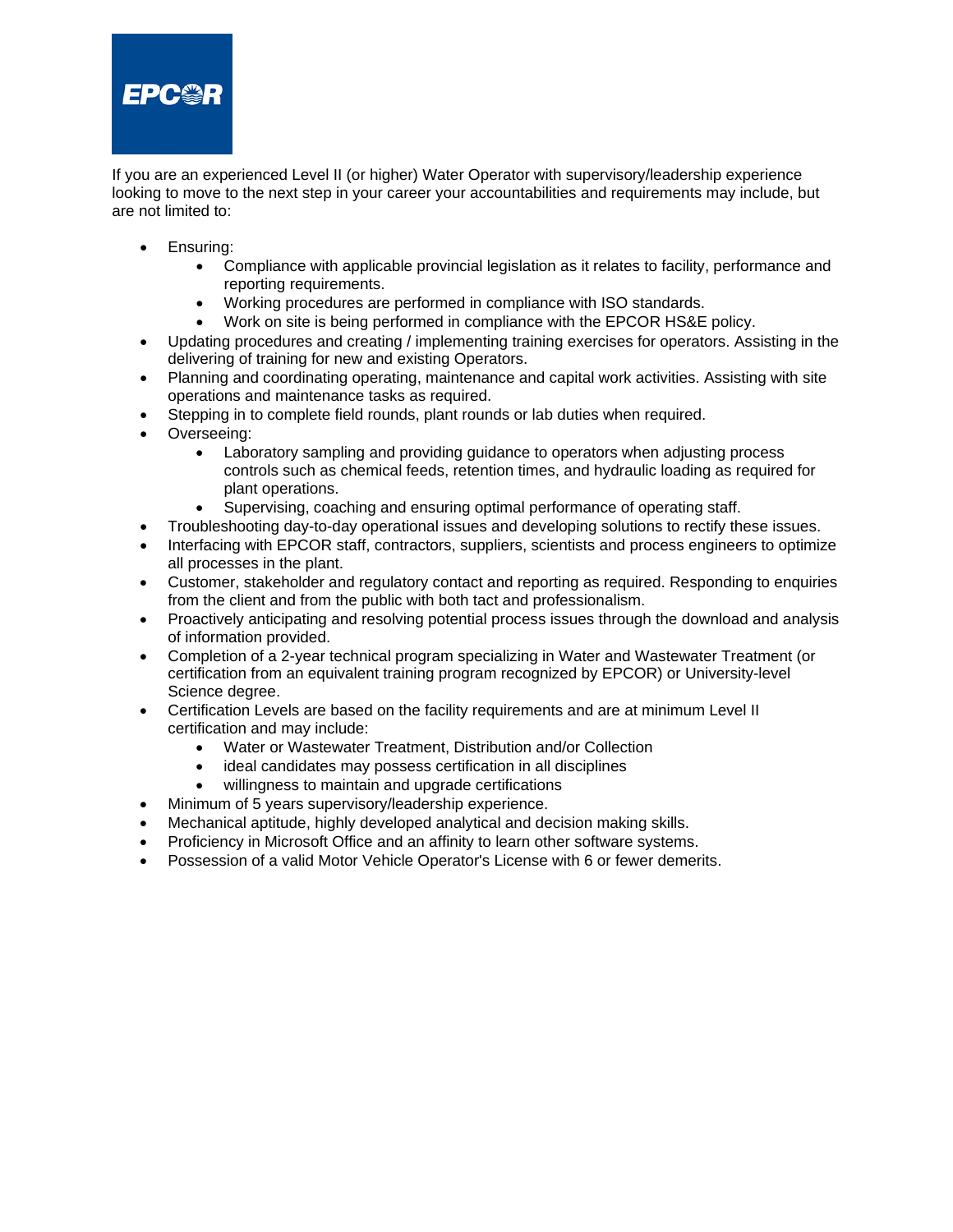If you are an experienced Level II (or higher) Water Operator with supervisory/leadership experience looking to move to the next step in your career your accountabilities and requirements may include, but are not limited to:

- Ensuring:
  - Compliance with applicable provincial legislation as it relates to facility, performance and reporting requirements.
  - Working procedures are performed in compliance with ISO standards.
  - Work on site is being performed in compliance with the EPCOR HS&E policy.
- Updating procedures and creating / implementing training exercises for operators. Assisting in the delivering of training for new and existing Operators.
- Planning and coordinating operating, maintenance and capital work activities. Assisting with site operations and maintenance tasks as required.
- Stepping in to complete field rounds, plant rounds or lab duties when required.
- Overseeing:
  - Laboratory sampling and providing guidance to operators when adjusting process controls such as chemical feeds, retention times, and hydraulic loading as required for plant operations.
  - Supervising, coaching and ensuring optimal performance of operating staff.
- Troubleshooting day-to-day operational issues and developing solutions to rectify these issues.
- Interfacing with EPCOR staff, contractors, suppliers, scientists and process engineers to optimize all processes in the plant.
- Customer, stakeholder and regulatory contact and reporting as required. Responding to enquiries from the client and from the public with both tact and professionalism.
- Proactively anticipating and resolving potential process issues through the download and analysis of information provided.
- Completion of a 2-year technical program specializing in Water and Wastewater Treatment (or certification from an equivalent training program recognized by EPCOR) or University-level Science degree.
- Certification Levels are based on the facility requirements and are at minimum Level II certification and may include:
  - Water or Wastewater Treatment, Distribution and/or Collection
  - ideal candidates may possess certification in all disciplines
  - willingness to maintain and upgrade certifications
- Minimum of 5 years supervisory/leadership experience.
- Mechanical aptitude, highly developed analytical and decision making skills.
- Proficiency in Microsoft Office and an affinity to learn other software systems.
- Possession of a valid Motor Vehicle Operator's License with 6 or fewer demerits.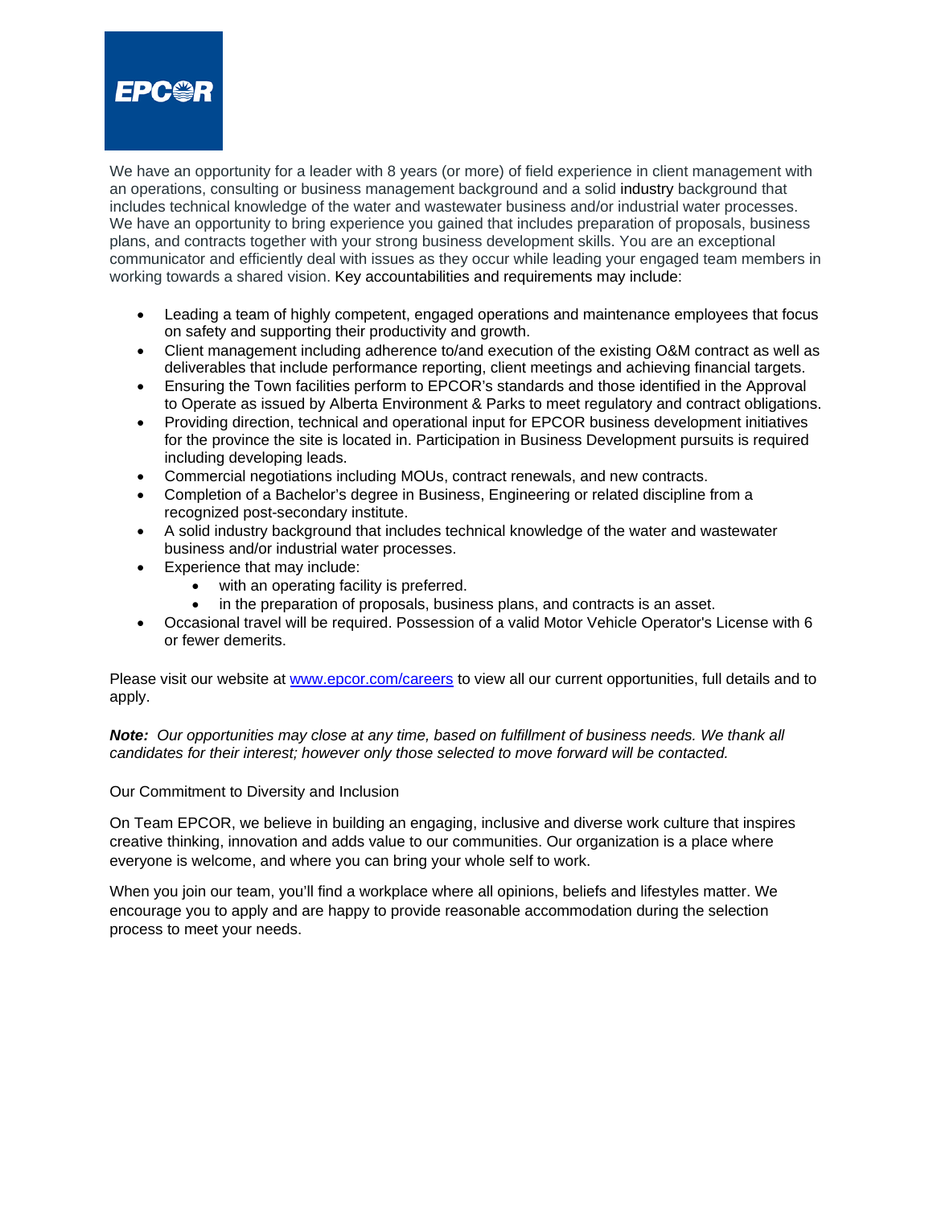We have an opportunity for a leader with 8 years (or more) of field experience in client management with an operations, consulting or business management background and a solid industry background that includes technical knowledge of the water and wastewater business and/or industrial water processes. We have an opportunity to bring experience you gained that includes preparation of proposals, business plans, and contracts together with your strong business development skills. You are an exceptional communicator and efficiently deal with issues as they occur while leading your engaged team members in working towards a shared vision. Key accountabilities and requirements may include:

- Leading a team of highly competent, engaged operations and maintenance employees that focus on safety and supporting their productivity and growth.
- Client management including adherence to/and execution of the existing O&M contract as well as deliverables that include performance reporting, client meetings and achieving financial targets.
- Ensuring the Town facilities perform to EPCOR's standards and those identified in the Approval to Operate as issued by Alberta Environment & Parks to meet regulatory and contract obligations.
- Providing direction, technical and operational input for EPCOR business development initiatives for the province the site is located in. Participation in Business Development pursuits is required including developing leads.
- Commercial negotiations including MOUs, contract renewals, and new contracts.
- Completion of a Bachelor's degree in Business, Engineering or related discipline from a recognized post-secondary institute.
- A solid industry background that includes technical knowledge of the water and wastewater business and/or industrial water processes.
- Experience that may include:
  - with an operating facility is preferred.
  - in the preparation of proposals, business plans, and contracts is an asset.
- Occasional travel will be required. Possession of a valid Motor Vehicle Operator's License with 6 or fewer demerits.

Please visit our website at [www.epcor.com/careers](http://www.epcor.com/careers) to view all our current opportunities, full details and to apply.

***Note:** Our opportunities may close at any time, based on fulfillment of business needs. We thank all candidates for their interest; however only those selected to move forward will be contacted.*

Our Commitment to Diversity and Inclusion

On Team EPCOR, we believe in building an engaging, inclusive and diverse work culture that inspires creative thinking, innovation and adds value to our communities. Our organization is a place where everyone is welcome, and where you can bring your whole self to work.

When you join our team, you'll find a workplace where all opinions, beliefs and lifestyles matter. We encourage you to apply and are happy to provide reasonable accommodation during the selection process to meet your needs.